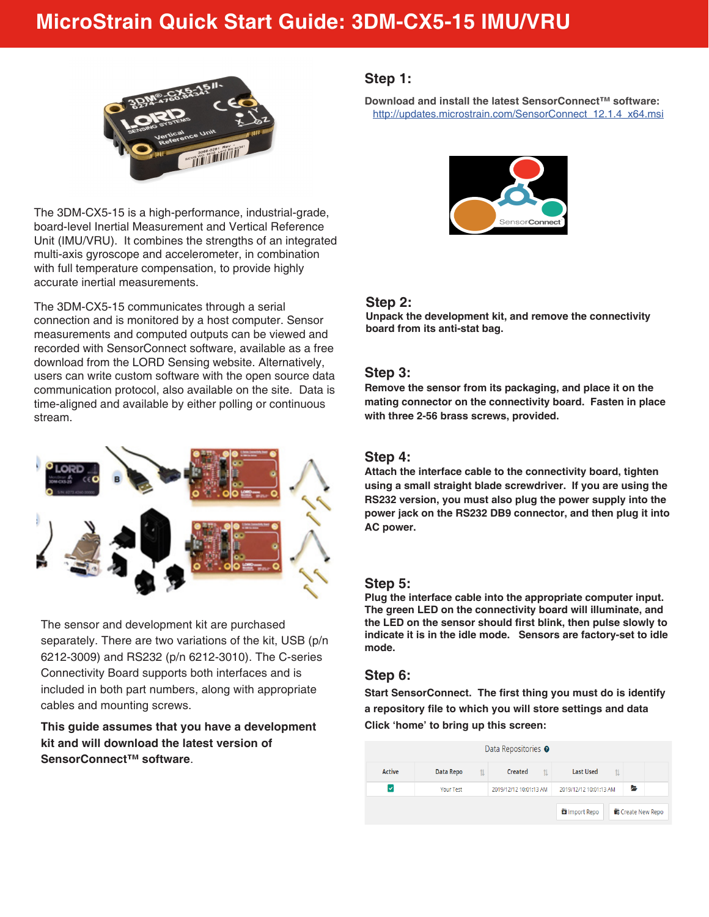# MicroStrain Quick Start Guide: 3DM-CX5-15 IMU/VRU

The 3DM-CX5-15 is a high-performance, industrial-grade, board-level Inertial Measurement and Vertical Reference Unit (IMU/VRU). It combines the strengths of an integrated multi-axis gyroscope and accelerometer, in combination with full temperature compensation, to provide highly accurate inertial measurements.

The 3DM-CX5-15 communicates through a serial connection and is monitored by a host computer. Sensor measurements and computed outputs can be viewed and recorded with SensorConnect software, available as a free download from the LORD Sensing website. Alternatively, users can write custom software with the open source data communication protocol, also available on the site. Data is time-aligned and available by either polling or continuous stream.

The sensor and development kit are purchased separately. There are two variations of the kit, USB (p/n 6212-3009) and RS232 (p/n 6212-3010). The C-series Connectivity Board supports both interfaces and is included in both part numbers, along with appropriate cables and mounting screws.

**This guide assumes that you have a development kit and will download the latest version of SensorConnect™ software**.

## Step 1:

**Download and install the latest SensorConnect™ software:**
http://updates.microstrain.com/SensorConnect_12.1.4_x64.msi

## Step 2:

**Unpack the development kit, and remove the connectivity board from its anti-stat bag.**

## Step 3:

**Remove the sensor from its packaging, and place it on the mating connector on the connectivity board. Fasten in place with three 2-56 brass screws, provided.**

## Step 4:

**Attach the interface cable to the connectivity board, tighten using a small straight blade screwdriver. If you are using the RS232 version, you must also plug the power supply into the power jack on the RS232 DB9 connector, and then plug it into AC power.**

## Step 5:

**Plug the interface cable into the appropriate computer input. The green LED on the connectivity board will illuminate, and the LED on the sensor should first blink, then pulse slowly to indicate it is in the idle mode. Sensors are factory-set to idle mode.**

## Step 6:

**Start SensorConnect. The first thing you must do is identify a repository file to which you will store settings and data Click 'home' to bring up this screen:**

Data Repositories

| Active | Data Repo | Created | Last Used | |
|---|---|---|---|---|
| ✓ | Your Test | 2019/12/12 10:01:13 AM | 2019/12/12 10:01:13 AM | |

Import Repo | Create New Repo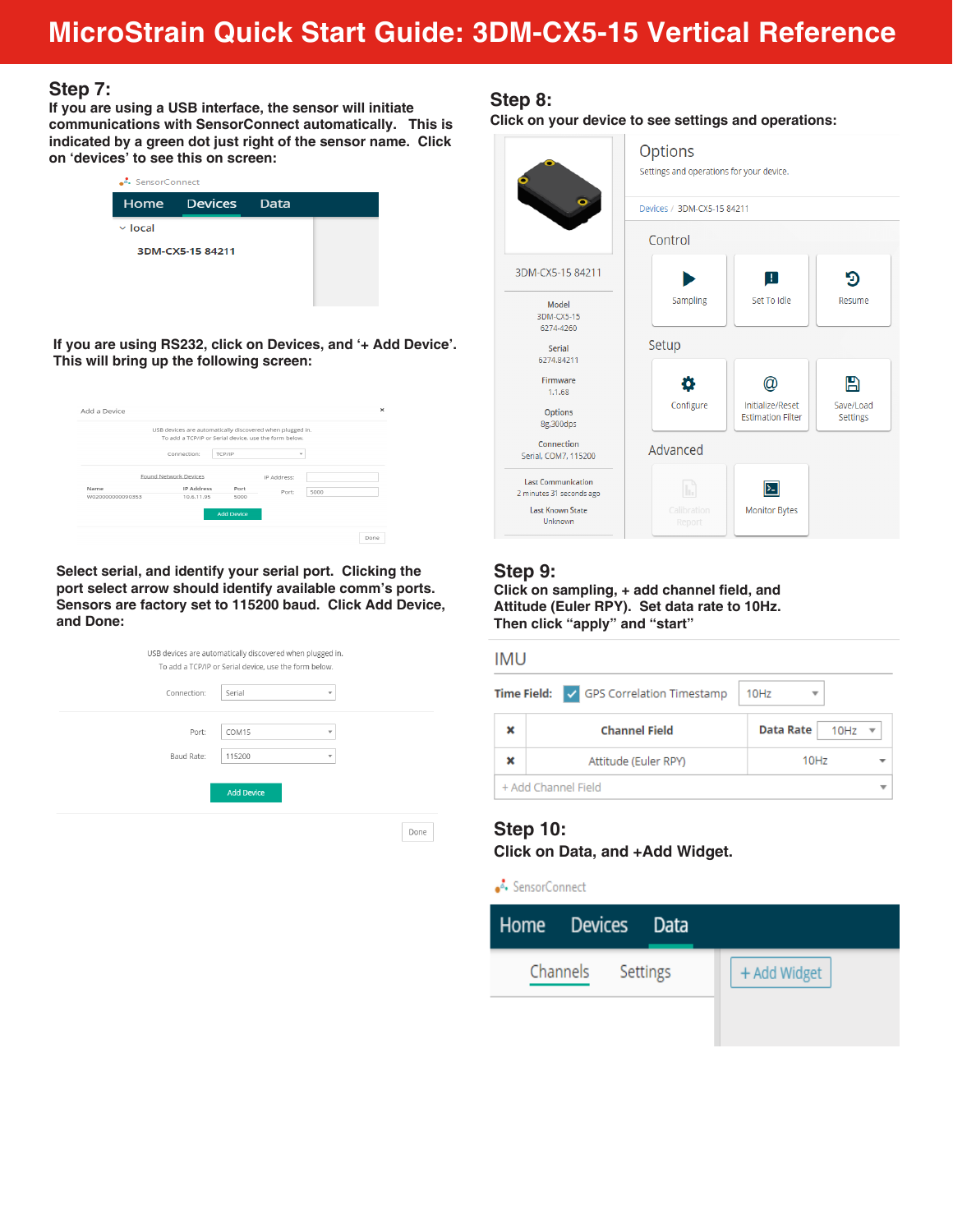# MicroStrain Quick Start Guide: 3DM-CX5-15 Vertical Reference

## Step 7:

**If you are using a USB interface, the sensor will initiate communications with SensorConnect automatically. This is indicated by a green dot just right of the sensor name. Click on 'devices' to see this on screen:**

**If you are using RS232, click on Devices, and '+ Add Device'. This will bring up the following screen:**

**Select serial, and identify your serial port. Clicking the port select arrow should identify available comm's ports. Sensors are factory set to 115200 baud. Click Add Device, and Done:**

## Step 8:

**Click on your device to see settings and operations:**

## Step 9:

**Click on sampling, + add channel field, and Attitude (Euler RPY). Set data rate to 10Hz. Then click "apply" and "start"**

## Step 10:

**Click on Data, and +Add Widget.**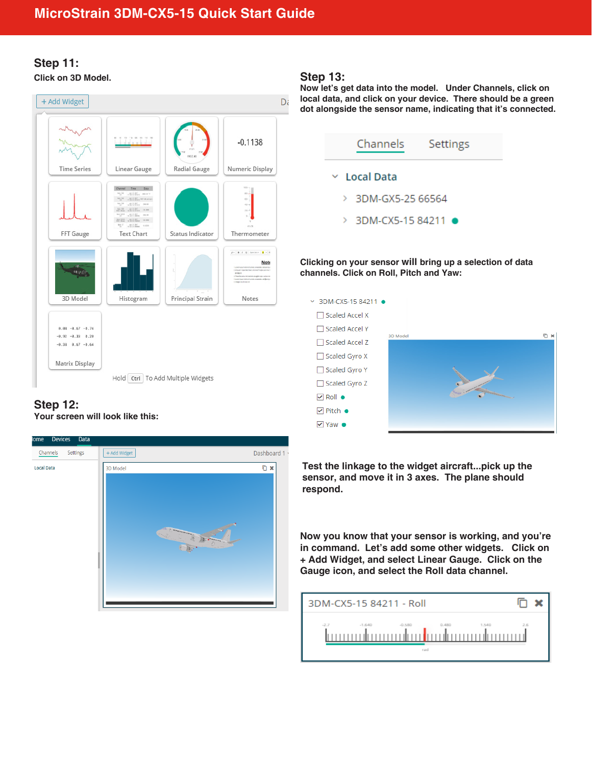## Step 11:

**Click on 3D Model.**

## Step 12:

**Your screen will look like this:**

## Step 13:

**Now let's get data into the model. Under Channels, click on local data, and click on your device. There should be a green dot alongside the sensor name, indicating that it's connected.**

**Clicking on your sensor will bring up a selection of data channels. Click on Roll, Pitch and Yaw:**

**Test the linkage to the widget aircraft...pick up the sensor, and move it in 3 axes. The plane should respond.**

**Now you know that your sensor is working, and you're in command. Let's add some other widgets. Click on + Add Widget, and select Linear Gauge. Click on the Gauge icon, and select the Roll data channel.**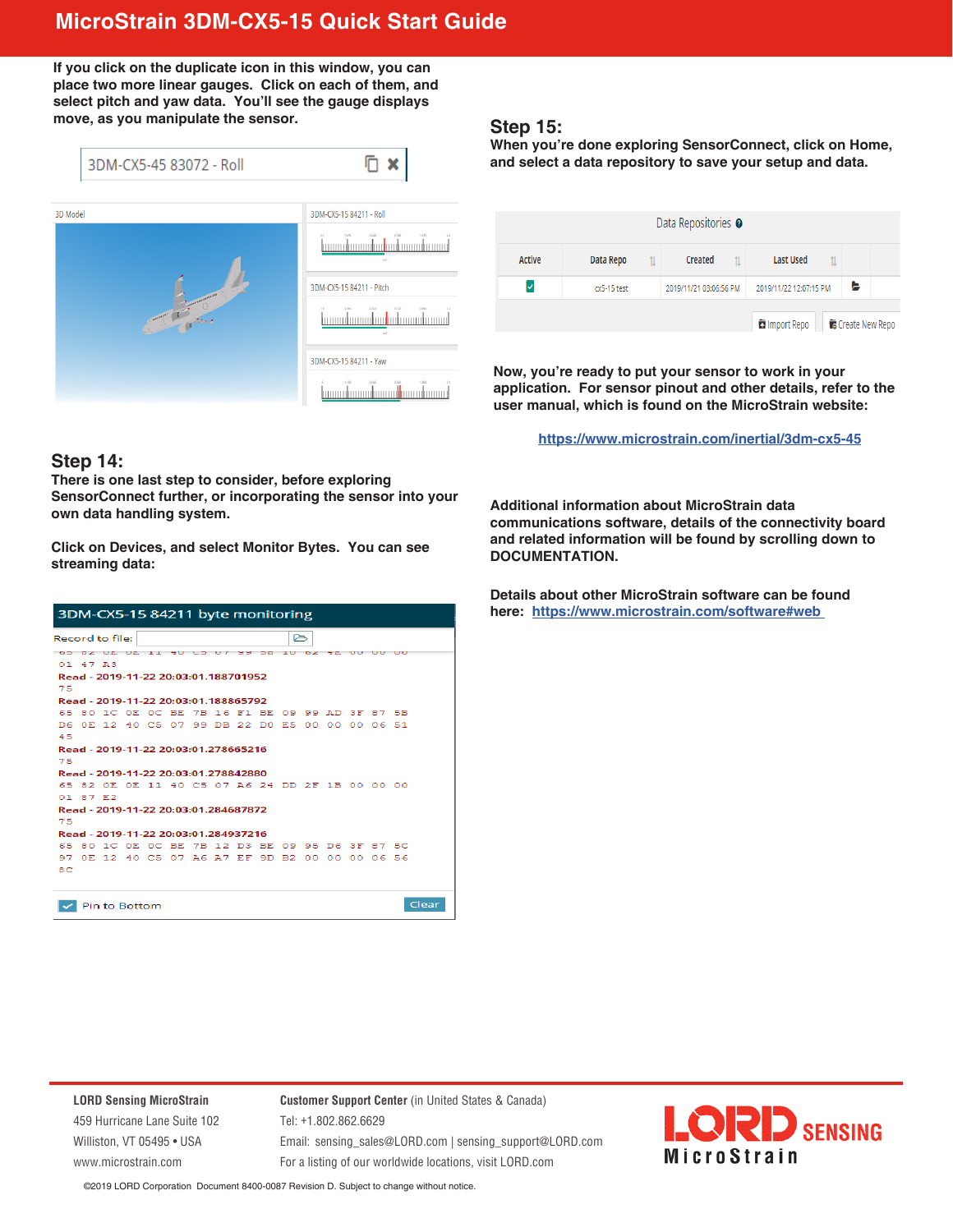# MicroStrain 3DM-CX5-15 Quick Start Guide

**If you click on the duplicate icon in this window, you can place two more linear gauges. Click on each of them, and select pitch and yaw data. You'll see the gauge displays move, as you manipulate the sensor.**

3DM-CX5-45 83072 - Roll

3D Model

3DM-CX5-15 84211 - Roll

3DM-CX5-15 84211 - Pitch

3DM-CX5-15 84211 - Yaw

## Step 14:

**There is one last step to consider, before exploring SensorConnect further, or incorporating the sensor into your own data handling system.**

**Click on Devices, and select Monitor Bytes. You can see streaming data:**

3DM-CX5-15 84211 byte monitoring

Record to file:

```
01 47 A3
Read - 2019-11-22 20:03:01.188701952
75
Read - 2019-11-22 20:03:01.188865792
65 80 1C 0E 0C BE 7B 16 F1 BE 09 99 AD 3F 87 5B
D6 0E 12 40 C5 07 99 DB 22 D0 E5 00 00 00 06 51
45
Read - 2019-11-22 20:03:01.278665216
75
Read - 2019-11-22 20:03:01.278842880
65 82 0E 0E 11 40 C5 07 A6 24 DD 2F 1B 00 00 00
01 87 E2
Read - 2019-11-22 20:03:01.284687872
75
Read - 2019-11-22 20:03:01.284937216
65 80 1C 0E 0C BE 7B 12 D3 BE 09 95 D6 3F 87 5C
97 0E 12 40 C5 07 A6 A7 EF 9D B2 00 00 00 06 56
8C
```

Pin to Bottom    Clear

## Step 15:

**When you're done exploring SensorConnect, click on Home, and select a data repository to save your setup and data.**

Data Repositories

| Active | Data Repo | Created | Last Used |
|---|---|---|---|
| ✓ | cx5-15 test | 2019/11/21 03:06:56 PM | 2019/11/22 12:07:15 PM |

Import Repo    Create New Repo

**Now, you're ready to put your sensor to work in your application. For sensor pinout and other details, refer to the user manual, which is found on the MicroStrain website:**

**https://www.microstrain.com/inertial/3dm-cx5-45**

**Additional information about MicroStrain data communications software, details of the connectivity board and related information will be found by scrolling down to DOCUMENTATION.**

**Details about other MicroStrain software can be found here: https://www.microstrain.com/software#web**

**LORD Sensing MicroStrain**
459 Hurricane Lane Suite 102
Williston, VT 05495 • USA
www.microstrain.com

**Customer Support Center** (in United States & Canada)
Tel: +1.802.862.6629
Email: sensing_sales@LORD.com | sensing_support@LORD.com
For a listing of our worldwide locations, visit LORD.com

LORD SENSING MicroStrain

©2019 LORD Corporation Document 8400-0087 Revision D. Subject to change without notice.